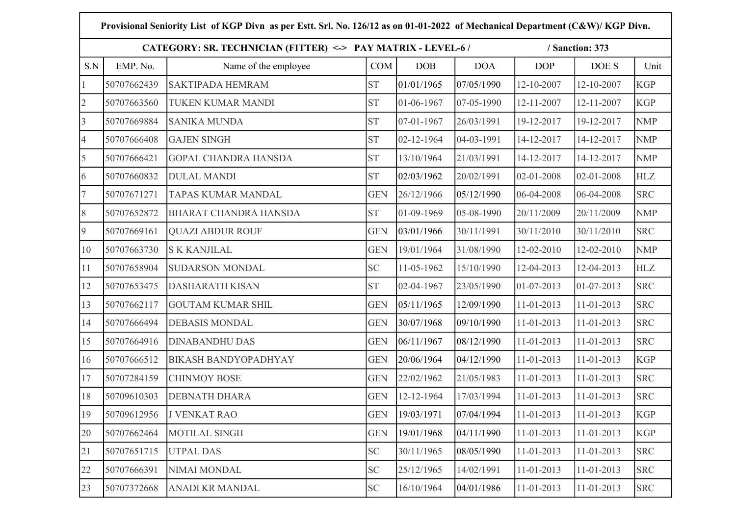**Provisional Seniority List of KGP Divn as per Estt. Srl. No. 126/12 as on 01-01-2022 of Mechanical Department (C&W)/ KGP Divn.**

**CATEGORY: SR. TECHNICIAN (FITTER) <-> PAY MATRIX - LEVEL-6 / / Sanction: 373**

| S.N | EMP. No. | Name of the employee | COM | DOB | DOA | DOP | DOE S | Unit |
|---|---|---|---|---|---|---|---|---|
| 1 | 50707662439 | SAKTIPADA HEMRAM | ST | 01/01/1965 | 07/05/1990 | 12-10-2007 | 12-10-2007 | KGP |
| 2 | 50707663560 | TUKEN KUMAR MANDI | ST | 01-06-1967 | 07-05-1990 | 12-11-2007 | 12-11-2007 | KGP |
| 3 | 50707669884 | SANIKA MUNDA | ST | 07-01-1967 | 26/03/1991 | 19-12-2017 | 19-12-2017 | NMP |
| 4 | 50707666408 | GAJEN SINGH | ST | 02-12-1964 | 04-03-1991 | 14-12-2017 | 14-12-2017 | NMP |
| 5 | 50707666421 | GOPAL CHANDRA HANSDA | ST | 13/10/1964 | 21/03/1991 | 14-12-2017 | 14-12-2017 | NMP |
| 6 | 50707660832 | DULAL MANDI | ST | 02/03/1962 | 20/02/1991 | 02-01-2008 | 02-01-2008 | HLZ |
| 7 | 50707671271 | TAPAS KUMAR MANDAL | GEN | 26/12/1966 | 05/12/1990 | 06-04-2008 | 06-04-2008 | SRC |
| 8 | 50707652872 | BHARAT CHANDRA HANSDA | ST | 01-09-1969 | 05-08-1990 | 20/11/2009 | 20/11/2009 | NMP |
| 9 | 50707669161 | QUAZI ABDUR ROUF | GEN | 03/01/1966 | 30/11/1991 | 30/11/2010 | 30/11/2010 | SRC |
| 10 | 50707663730 | S K KANJILAL | GEN | 19/01/1964 | 31/08/1990 | 12-02-2010 | 12-02-2010 | NMP |
| 11 | 50707658904 | SUDARSON MONDAL | SC | 11-05-1962 | 15/10/1990 | 12-04-2013 | 12-04-2013 | HLZ |
| 12 | 50707653475 | DASHARATH KISAN | ST | 02-04-1967 | 23/05/1990 | 01-07-2013 | 01-07-2013 | SRC |
| 13 | 50707662117 | GOUTAM KUMAR SHIL | GEN | 05/11/1965 | 12/09/1990 | 11-01-2013 | 11-01-2013 | SRC |
| 14 | 50707666494 | DEBASIS MONDAL | GEN | 30/07/1968 | 09/10/1990 | 11-01-2013 | 11-01-2013 | SRC |
| 15 | 50707664916 | DINABANDHU DAS | GEN | 06/11/1967 | 08/12/1990 | 11-01-2013 | 11-01-2013 | SRC |
| 16 | 50707666512 | BIKASH BANDYOPADHYAY | GEN | 20/06/1964 | 04/12/1990 | 11-01-2013 | 11-01-2013 | KGP |
| 17 | 50707284159 | CHINMOY BOSE | GEN | 22/02/1962 | 21/05/1983 | 11-01-2013 | 11-01-2013 | SRC |
| 18 | 50709610303 | DEBNATH DHARA | GEN | 12-12-1964 | 17/03/1994 | 11-01-2013 | 11-01-2013 | SRC |
| 19 | 50709612956 | J VENKAT RAO | GEN | 19/03/1971 | 07/04/1994 | 11-01-2013 | 11-01-2013 | KGP |
| 20 | 50707662464 | MOTILAL SINGH | GEN | 19/01/1968 | 04/11/1990 | 11-01-2013 | 11-01-2013 | KGP |
| 21 | 50707651715 | UTPAL DAS | SC | 30/11/1965 | 08/05/1990 | 11-01-2013 | 11-01-2013 | SRC |
| 22 | 50707666391 | NIMAI MONDAL | SC | 25/12/1965 | 14/02/1991 | 11-01-2013 | 11-01-2013 | SRC |
| 23 | 50707372668 | ANADI KR MANDAL | SC | 16/10/1964 | 04/01/1986 | 11-01-2013 | 11-01-2013 | SRC |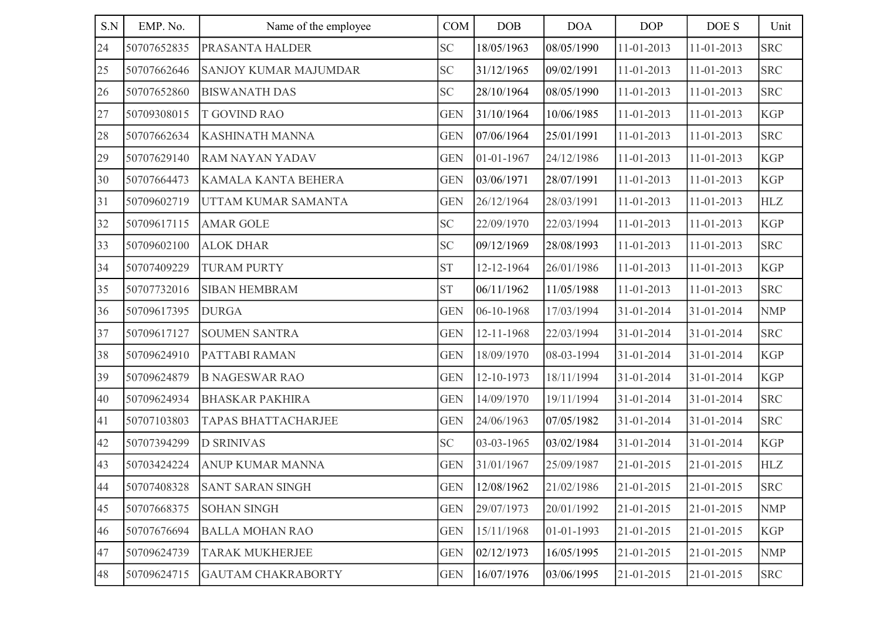| S.N | EMP. No. | Name of the employee | COM | DOB | DOA | DOP | DOE S | Unit |
|---|---|---|---|---|---|---|---|---|
| 24 | 50707652835 | PRASANTA HALDER | SC | 18/05/1963 | 08/05/1990 | 11-01-2013 | 11-01-2013 | SRC |
| 25 | 50707662646 | SANJOY KUMAR MAJUMDAR | SC | 31/12/1965 | 09/02/1991 | 11-01-2013 | 11-01-2013 | SRC |
| 26 | 50707652860 | BISWANATH DAS | SC | 28/10/1964 | 08/05/1990 | 11-01-2013 | 11-01-2013 | SRC |
| 27 | 50709308015 | T GOVIND RAO | GEN | 31/10/1964 | 10/06/1985 | 11-01-2013 | 11-01-2013 | KGP |
| 28 | 50707662634 | KASHINATH MANNA | GEN | 07/06/1964 | 25/01/1991 | 11-01-2013 | 11-01-2013 | SRC |
| 29 | 50707629140 | RAM NAYAN YADAV | GEN | 01-01-1967 | 24/12/1986 | 11-01-2013 | 11-01-2013 | KGP |
| 30 | 50707664473 | KAMALA KANTA BEHERA | GEN | 03/06/1971 | 28/07/1991 | 11-01-2013 | 11-01-2013 | KGP |
| 31 | 50709602719 | UTTAM KUMAR SAMANTA | GEN | 26/12/1964 | 28/03/1991 | 11-01-2013 | 11-01-2013 | HLZ |
| 32 | 50709617115 | AMAR GOLE | SC | 22/09/1970 | 22/03/1994 | 11-01-2013 | 11-01-2013 | KGP |
| 33 | 50709602100 | ALOK DHAR | SC | 09/12/1969 | 28/08/1993 | 11-01-2013 | 11-01-2013 | SRC |
| 34 | 50707409229 | TURAM PURTY | ST | 12-12-1964 | 26/01/1986 | 11-01-2013 | 11-01-2013 | KGP |
| 35 | 50707732016 | SIBAN HEMBRAM | ST | 06/11/1962 | 11/05/1988 | 11-01-2013 | 11-01-2013 | SRC |
| 36 | 50709617395 | DURGA | GEN | 06-10-1968 | 17/03/1994 | 31-01-2014 | 31-01-2014 | NMP |
| 37 | 50709617127 | SOUMEN SANTRA | GEN | 12-11-1968 | 22/03/1994 | 31-01-2014 | 31-01-2014 | SRC |
| 38 | 50709624910 | PATTABI RAMAN | GEN | 18/09/1970 | 08-03-1994 | 31-01-2014 | 31-01-2014 | KGP |
| 39 | 50709624879 | B NAGESWAR RAO | GEN | 12-10-1973 | 18/11/1994 | 31-01-2014 | 31-01-2014 | KGP |
| 40 | 50709624934 | BHASKAR PAKHIRA | GEN | 14/09/1970 | 19/11/1994 | 31-01-2014 | 31-01-2014 | SRC |
| 41 | 50707103803 | TAPAS BHATTACHARJEE | GEN | 24/06/1963 | 07/05/1982 | 31-01-2014 | 31-01-2014 | SRC |
| 42 | 50707394299 | D SRINIVAS | SC | 03-03-1965 | 03/02/1984 | 31-01-2014 | 31-01-2014 | KGP |
| 43 | 50703424224 | ANUP KUMAR MANNA | GEN | 31/01/1967 | 25/09/1987 | 21-01-2015 | 21-01-2015 | HLZ |
| 44 | 50707408328 | SANT SARAN SINGH | GEN | 12/08/1962 | 21/02/1986 | 21-01-2015 | 21-01-2015 | SRC |
| 45 | 50707668375 | SOHAN SINGH | GEN | 29/07/1973 | 20/01/1992 | 21-01-2015 | 21-01-2015 | NMP |
| 46 | 50707676694 | BALLA MOHAN RAO | GEN | 15/11/1968 | 01-01-1993 | 21-01-2015 | 21-01-2015 | KGP |
| 47 | 50709624739 | TARAK MUKHERJEE | GEN | 02/12/1973 | 16/05/1995 | 21-01-2015 | 21-01-2015 | NMP |
| 48 | 50709624715 | GAUTAM CHAKRABORTY | GEN | 16/07/1976 | 03/06/1995 | 21-01-2015 | 21-01-2015 | SRC |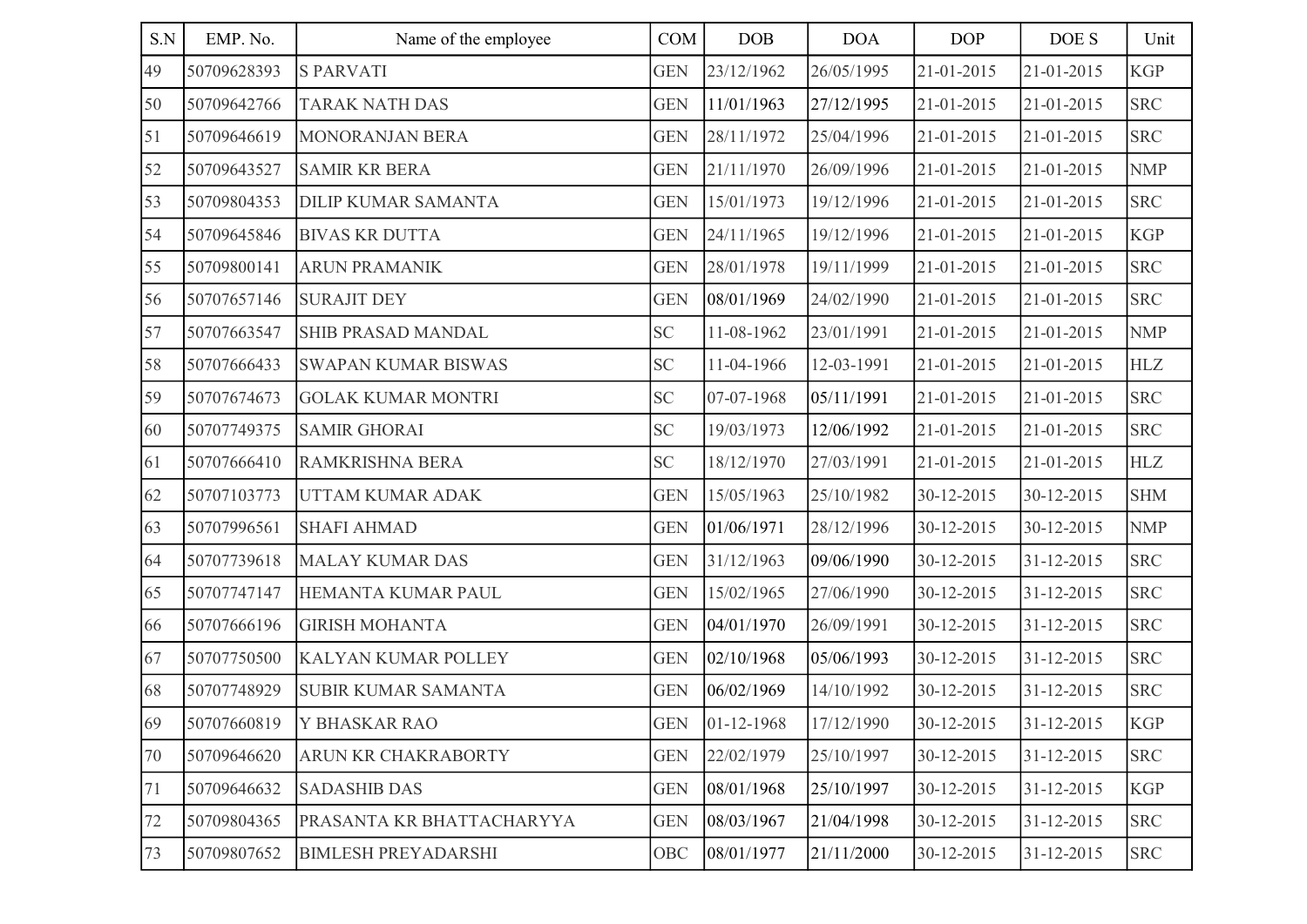| S.N | EMP. No. | Name of the employee | COM | DOB | DOA | DOP | DOE S | Unit |
|---|---|---|---|---|---|---|---|---|
| 49 | 50709628393 | S PARVATI | GEN | 23/12/1962 | 26/05/1995 | 21-01-2015 | 21-01-2015 | KGP |
| 50 | 50709642766 | TARAK NATH DAS | GEN | 11/01/1963 | 27/12/1995 | 21-01-2015 | 21-01-2015 | SRC |
| 51 | 50709646619 | MONORANJAN BERA | GEN | 28/11/1972 | 25/04/1996 | 21-01-2015 | 21-01-2015 | SRC |
| 52 | 50709643527 | SAMIR KR BERA | GEN | 21/11/1970 | 26/09/1996 | 21-01-2015 | 21-01-2015 | NMP |
| 53 | 50709804353 | DILIP KUMAR SAMANTA | GEN | 15/01/1973 | 19/12/1996 | 21-01-2015 | 21-01-2015 | SRC |
| 54 | 50709645846 | BIVAS KR DUTTA | GEN | 24/11/1965 | 19/12/1996 | 21-01-2015 | 21-01-2015 | KGP |
| 55 | 50709800141 | ARUN PRAMANIK | GEN | 28/01/1978 | 19/11/1999 | 21-01-2015 | 21-01-2015 | SRC |
| 56 | 50707657146 | SURAJIT DEY | GEN | 08/01/1969 | 24/02/1990 | 21-01-2015 | 21-01-2015 | SRC |
| 57 | 50707663547 | SHIB PRASAD MANDAL | SC | 11-08-1962 | 23/01/1991 | 21-01-2015 | 21-01-2015 | NMP |
| 58 | 50707666433 | SWAPAN KUMAR BISWAS | SC | 11-04-1966 | 12-03-1991 | 21-01-2015 | 21-01-2015 | HLZ |
| 59 | 50707674673 | GOLAK KUMAR MONTRI | SC | 07-07-1968 | 05/11/1991 | 21-01-2015 | 21-01-2015 | SRC |
| 60 | 50707749375 | SAMIR GHORAI | SC | 19/03/1973 | 12/06/1992 | 21-01-2015 | 21-01-2015 | SRC |
| 61 | 50707666410 | RAMKRISHNA BERA | SC | 18/12/1970 | 27/03/1991 | 21-01-2015 | 21-01-2015 | HLZ |
| 62 | 50707103773 | UTTAM KUMAR ADAK | GEN | 15/05/1963 | 25/10/1982 | 30-12-2015 | 30-12-2015 | SHM |
| 63 | 50707996561 | SHAFI AHMAD | GEN | 01/06/1971 | 28/12/1996 | 30-12-2015 | 30-12-2015 | NMP |
| 64 | 50707739618 | MALAY KUMAR DAS | GEN | 31/12/1963 | 09/06/1990 | 30-12-2015 | 31-12-2015 | SRC |
| 65 | 50707747147 | HEMANTA KUMAR PAUL | GEN | 15/02/1965 | 27/06/1990 | 30-12-2015 | 31-12-2015 | SRC |
| 66 | 50707666196 | GIRISH MOHANTA | GEN | 04/01/1970 | 26/09/1991 | 30-12-2015 | 31-12-2015 | SRC |
| 67 | 50707750500 | KALYAN KUMAR POLLEY | GEN | 02/10/1968 | 05/06/1993 | 30-12-2015 | 31-12-2015 | SRC |
| 68 | 50707748929 | SUBIR KUMAR SAMANTA | GEN | 06/02/1969 | 14/10/1992 | 30-12-2015 | 31-12-2015 | SRC |
| 69 | 50707660819 | Y BHASKAR RAO | GEN | 01-12-1968 | 17/12/1990 | 30-12-2015 | 31-12-2015 | KGP |
| 70 | 50709646620 | ARUN KR CHAKRABORTY | GEN | 22/02/1979 | 25/10/1997 | 30-12-2015 | 31-12-2015 | SRC |
| 71 | 50709646632 | SADASHIB DAS | GEN | 08/01/1968 | 25/10/1997 | 30-12-2015 | 31-12-2015 | KGP |
| 72 | 50709804365 | PRASANTA KR BHATTACHARYYA | GEN | 08/03/1967 | 21/04/1998 | 30-12-2015 | 31-12-2015 | SRC |
| 73 | 50709807652 | BIMLESH PREYADARSHI | OBC | 08/01/1977 | 21/11/2000 | 30-12-2015 | 31-12-2015 | SRC |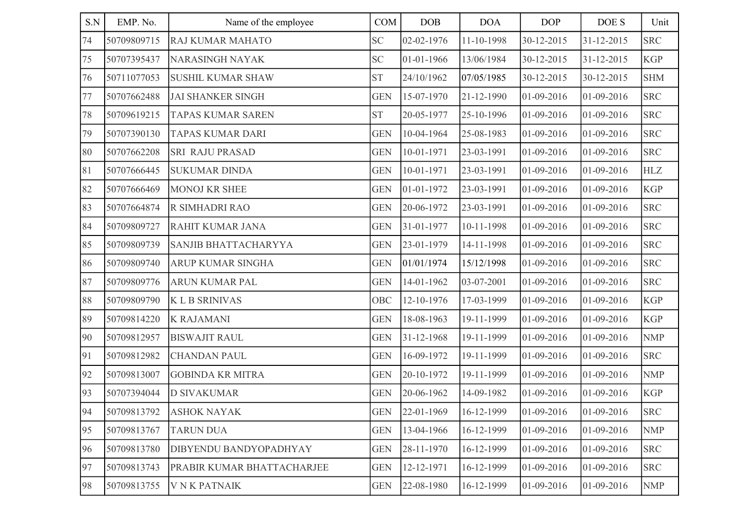| S.N | EMP. No. | Name of the employee | COM | DOB | DOA | DOP | DOE S | Unit |
|---|---|---|---|---|---|---|---|---|
| 74 | 50709809715 | RAJ KUMAR MAHATO | SC | 02-02-1976 | 11-10-1998 | 30-12-2015 | 31-12-2015 | SRC |
| 75 | 50707395437 | NARASINGH NAYAK | SC | 01-01-1966 | 13/06/1984 | 30-12-2015 | 31-12-2015 | KGP |
| 76 | 50711077053 | SUSHIL KUMAR SHAW | ST | 24/10/1962 | 07/05/1985 | 30-12-2015 | 30-12-2015 | SHM |
| 77 | 50707662488 | JAI SHANKER SINGH | GEN | 15-07-1970 | 21-12-1990 | 01-09-2016 | 01-09-2016 | SRC |
| 78 | 50709619215 | TAPAS KUMAR SAREN | ST | 20-05-1977 | 25-10-1996 | 01-09-2016 | 01-09-2016 | SRC |
| 79 | 50707390130 | TAPAS KUMAR DARI | GEN | 10-04-1964 | 25-08-1983 | 01-09-2016 | 01-09-2016 | SRC |
| 80 | 50707662208 | SRI RAJU PRASAD | GEN | 10-01-1971 | 23-03-1991 | 01-09-2016 | 01-09-2016 | SRC |
| 81 | 50707666445 | SUKUMAR DINDA | GEN | 10-01-1971 | 23-03-1991 | 01-09-2016 | 01-09-2016 | HLZ |
| 82 | 50707666469 | MONOJ KR SHEE | GEN | 01-01-1972 | 23-03-1991 | 01-09-2016 | 01-09-2016 | KGP |
| 83 | 50707664874 | R SIMHADRI RAO | GEN | 20-06-1972 | 23-03-1991 | 01-09-2016 | 01-09-2016 | SRC |
| 84 | 50709809727 | RAHIT KUMAR JANA | GEN | 31-01-1977 | 10-11-1998 | 01-09-2016 | 01-09-2016 | SRC |
| 85 | 50709809739 | SANJIB BHATTACHARYYA | GEN | 23-01-1979 | 14-11-1998 | 01-09-2016 | 01-09-2016 | SRC |
| 86 | 50709809740 | ARUP KUMAR SINGHA | GEN | 01/01/1974 | 15/12/1998 | 01-09-2016 | 01-09-2016 | SRC |
| 87 | 50709809776 | ARUN KUMAR PAL | GEN | 14-01-1962 | 03-07-2001 | 01-09-2016 | 01-09-2016 | SRC |
| 88 | 50709809790 | K L B SRINIVAS | OBC | 12-10-1976 | 17-03-1999 | 01-09-2016 | 01-09-2016 | KGP |
| 89 | 50709814220 | K RAJAMANI | GEN | 18-08-1963 | 19-11-1999 | 01-09-2016 | 01-09-2016 | KGP |
| 90 | 50709812957 | BISWAJIT RAUL | GEN | 31-12-1968 | 19-11-1999 | 01-09-2016 | 01-09-2016 | NMP |
| 91 | 50709812982 | CHANDAN PAUL | GEN | 16-09-1972 | 19-11-1999 | 01-09-2016 | 01-09-2016 | SRC |
| 92 | 50709813007 | GOBINDA KR MITRA | GEN | 20-10-1972 | 19-11-1999 | 01-09-2016 | 01-09-2016 | NMP |
| 93 | 50707394044 | D SIVAKUMAR | GEN | 20-06-1962 | 14-09-1982 | 01-09-2016 | 01-09-2016 | KGP |
| 94 | 50709813792 | ASHOK NAYAK | GEN | 22-01-1969 | 16-12-1999 | 01-09-2016 | 01-09-2016 | SRC |
| 95 | 50709813767 | TARUN DUA | GEN | 13-04-1966 | 16-12-1999 | 01-09-2016 | 01-09-2016 | NMP |
| 96 | 50709813780 | DIBYENDU BANDYOPADHYAY | GEN | 28-11-1970 | 16-12-1999 | 01-09-2016 | 01-09-2016 | SRC |
| 97 | 50709813743 | PRABIR KUMAR BHATTACHARJEE | GEN | 12-12-1971 | 16-12-1999 | 01-09-2016 | 01-09-2016 | SRC |
| 98 | 50709813755 | V N K PATNAIK | GEN | 22-08-1980 | 16-12-1999 | 01-09-2016 | 01-09-2016 | NMP |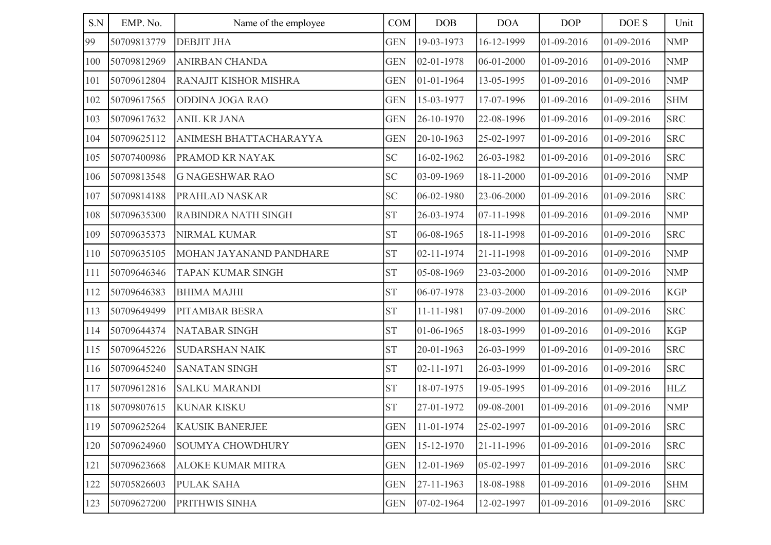| S.N | EMP. No. | Name of the employee | COM | DOB | DOA | DOP | DOE S | Unit |
|---|---|---|---|---|---|---|---|---|
| 99 | 50709813779 | DEBJIT JHA | GEN | 19-03-1973 | 16-12-1999 | 01-09-2016 | 01-09-2016 | NMP |
| 100 | 50709812969 | ANIRBAN CHANDA | GEN | 02-01-1978 | 06-01-2000 | 01-09-2016 | 01-09-2016 | NMP |
| 101 | 50709612804 | RANAJIT KISHOR MISHRA | GEN | 01-01-1964 | 13-05-1995 | 01-09-2016 | 01-09-2016 | NMP |
| 102 | 50709617565 | ODDINA JOGA RAO | GEN | 15-03-1977 | 17-07-1996 | 01-09-2016 | 01-09-2016 | SHM |
| 103 | 50709617632 | ANIL KR JANA | GEN | 26-10-1970 | 22-08-1996 | 01-09-2016 | 01-09-2016 | SRC |
| 104 | 50709625112 | ANIMESH BHATTACHARAYYA | GEN | 20-10-1963 | 25-02-1997 | 01-09-2016 | 01-09-2016 | SRC |
| 105 | 50707400986 | PRAMOD KR NAYAK | SC | 16-02-1962 | 26-03-1982 | 01-09-2016 | 01-09-2016 | SRC |
| 106 | 50709813548 | G NAGESHWAR RAO | SC | 03-09-1969 | 18-11-2000 | 01-09-2016 | 01-09-2016 | NMP |
| 107 | 50709814188 | PRAHLAD NASKAR | SC | 06-02-1980 | 23-06-2000 | 01-09-2016 | 01-09-2016 | SRC |
| 108 | 50709635300 | RABINDRA NATH SINGH | ST | 26-03-1974 | 07-11-1998 | 01-09-2016 | 01-09-2016 | NMP |
| 109 | 50709635373 | NIRMAL KUMAR | ST | 06-08-1965 | 18-11-1998 | 01-09-2016 | 01-09-2016 | SRC |
| 110 | 50709635105 | MOHAN JAYANAND PANDHARE | ST | 02-11-1974 | 21-11-1998 | 01-09-2016 | 01-09-2016 | NMP |
| 111 | 50709646346 | TAPAN KUMAR SINGH | ST | 05-08-1969 | 23-03-2000 | 01-09-2016 | 01-09-2016 | NMP |
| 112 | 50709646383 | BHIMA MAJHI | ST | 06-07-1978 | 23-03-2000 | 01-09-2016 | 01-09-2016 | KGP |
| 113 | 50709649499 | PITAMBAR BESRA | ST | 11-11-1981 | 07-09-2000 | 01-09-2016 | 01-09-2016 | SRC |
| 114 | 50709644374 | NATABAR SINGH | ST | 01-06-1965 | 18-03-1999 | 01-09-2016 | 01-09-2016 | KGP |
| 115 | 50709645226 | SUDARSHAN NAIK | ST | 20-01-1963 | 26-03-1999 | 01-09-2016 | 01-09-2016 | SRC |
| 116 | 50709645240 | SANATAN SINGH | ST | 02-11-1971 | 26-03-1999 | 01-09-2016 | 01-09-2016 | SRC |
| 117 | 50709612816 | SALKU MARANDI | ST | 18-07-1975 | 19-05-1995 | 01-09-2016 | 01-09-2016 | HLZ |
| 118 | 50709807615 | KUNAR KISKU | ST | 27-01-1972 | 09-08-2001 | 01-09-2016 | 01-09-2016 | NMP |
| 119 | 50709625264 | KAUSIK BANERJEE | GEN | 11-01-1974 | 25-02-1997 | 01-09-2016 | 01-09-2016 | SRC |
| 120 | 50709624960 | SOUMYA CHOWDHURY | GEN | 15-12-1970 | 21-11-1996 | 01-09-2016 | 01-09-2016 | SRC |
| 121 | 50709623668 | ALOKE KUMAR MITRA | GEN | 12-01-1969 | 05-02-1997 | 01-09-2016 | 01-09-2016 | SRC |
| 122 | 50705826603 | PULAK SAHA | GEN | 27-11-1963 | 18-08-1988 | 01-09-2016 | 01-09-2016 | SHM |
| 123 | 50709627200 | PRITHWIS SINHA | GEN | 07-02-1964 | 12-02-1997 | 01-09-2016 | 01-09-2016 | SRC |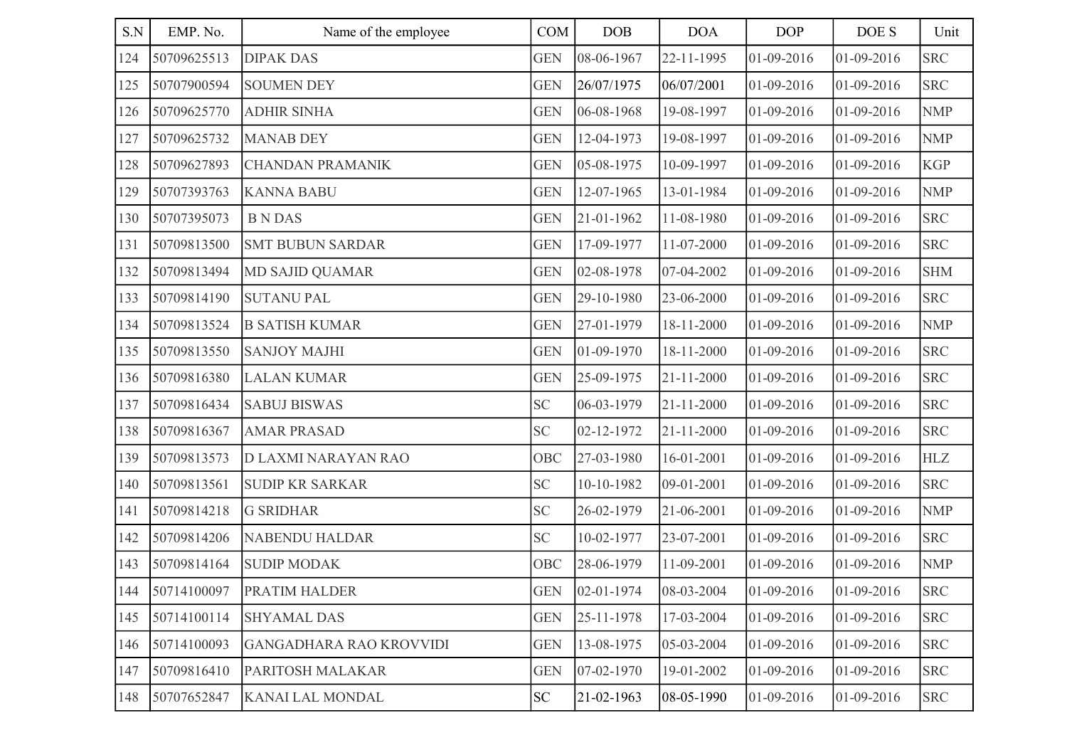| S.N | EMP. No. | Name of the employee | COM | DOB | DOA | DOP | DOE S | Unit |
|---|---|---|---|---|---|---|---|---|
| 124 | 50709625513 | DIPAK DAS | GEN | 08-06-1967 | 22-11-1995 | 01-09-2016 | 01-09-2016 | SRC |
| 125 | 50707900594 | SOUMEN DEY | GEN | 26/07/1975 | 06/07/2001 | 01-09-2016 | 01-09-2016 | SRC |
| 126 | 50709625770 | ADHIR SINHA | GEN | 06-08-1968 | 19-08-1997 | 01-09-2016 | 01-09-2016 | NMP |
| 127 | 50709625732 | MANAB DEY | GEN | 12-04-1973 | 19-08-1997 | 01-09-2016 | 01-09-2016 | NMP |
| 128 | 50709627893 | CHANDAN PRAMANIK | GEN | 05-08-1975 | 10-09-1997 | 01-09-2016 | 01-09-2016 | KGP |
| 129 | 50707393763 | KANNA BABU | GEN | 12-07-1965 | 13-01-1984 | 01-09-2016 | 01-09-2016 | NMP |
| 130 | 50707395073 | B N DAS | GEN | 21-01-1962 | 11-08-1980 | 01-09-2016 | 01-09-2016 | SRC |
| 131 | 50709813500 | SMT BUBUN SARDAR | GEN | 17-09-1977 | 11-07-2000 | 01-09-2016 | 01-09-2016 | SRC |
| 132 | 50709813494 | MD SAJID QUAMAR | GEN | 02-08-1978 | 07-04-2002 | 01-09-2016 | 01-09-2016 | SHM |
| 133 | 50709814190 | SUTANU PAL | GEN | 29-10-1980 | 23-06-2000 | 01-09-2016 | 01-09-2016 | SRC |
| 134 | 50709813524 | B SATISH KUMAR | GEN | 27-01-1979 | 18-11-2000 | 01-09-2016 | 01-09-2016 | NMP |
| 135 | 50709813550 | SANJOY MAJHI | GEN | 01-09-1970 | 18-11-2000 | 01-09-2016 | 01-09-2016 | SRC |
| 136 | 50709816380 | LALAN KUMAR | GEN | 25-09-1975 | 21-11-2000 | 01-09-2016 | 01-09-2016 | SRC |
| 137 | 50709816434 | SABUJ BISWAS | SC | 06-03-1979 | 21-11-2000 | 01-09-2016 | 01-09-2016 | SRC |
| 138 | 50709816367 | AMAR PRASAD | SC | 02-12-1972 | 21-11-2000 | 01-09-2016 | 01-09-2016 | SRC |
| 139 | 50709813573 | D LAXMI NARAYAN RAO | OBC | 27-03-1980 | 16-01-2001 | 01-09-2016 | 01-09-2016 | HLZ |
| 140 | 50709813561 | SUDIP KR SARKAR | SC | 10-10-1982 | 09-01-2001 | 01-09-2016 | 01-09-2016 | SRC |
| 141 | 50709814218 | G SRIDHAR | SC | 26-02-1979 | 21-06-2001 | 01-09-2016 | 01-09-2016 | NMP |
| 142 | 50709814206 | NABENDU HALDAR | SC | 10-02-1977 | 23-07-2001 | 01-09-2016 | 01-09-2016 | SRC |
| 143 | 50709814164 | SUDIP MODAK | OBC | 28-06-1979 | 11-09-2001 | 01-09-2016 | 01-09-2016 | NMP |
| 144 | 50714100097 | PRATIM HALDER | GEN | 02-01-1974 | 08-03-2004 | 01-09-2016 | 01-09-2016 | SRC |
| 145 | 50714100114 | SHYAMAL DAS | GEN | 25-11-1978 | 17-03-2004 | 01-09-2016 | 01-09-2016 | SRC |
| 146 | 50714100093 | GANGADHARA RAO KROVVIDI | GEN | 13-08-1975 | 05-03-2004 | 01-09-2016 | 01-09-2016 | SRC |
| 147 | 50709816410 | PARITOSH MALAKAR | GEN | 07-02-1970 | 19-01-2002 | 01-09-2016 | 01-09-2016 | SRC |
| 148 | 50707652847 | KANAI LAL MONDAL | SC | 21-02-1963 | 08-05-1990 | 01-09-2016 | 01-09-2016 | SRC |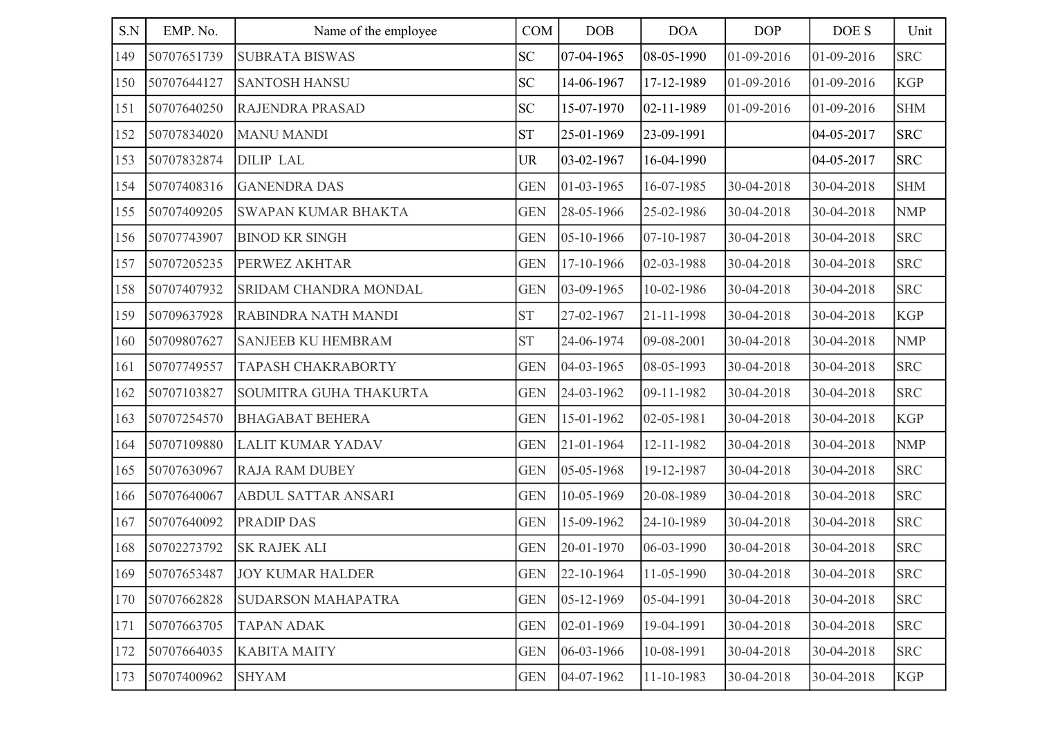| S.N | EMP. No. | Name of the employee | COM | DOB | DOA | DOP | DOE S | Unit |
|---|---|---|---|---|---|---|---|---|
| 149 | 50707651739 | SUBRATA BISWAS | SC | 07-04-1965 | 08-05-1990 | 01-09-2016 | 01-09-2016 | SRC |
| 150 | 50707644127 | SANTOSH HANSU | SC | 14-06-1967 | 17-12-1989 | 01-09-2016 | 01-09-2016 | KGP |
| 151 | 50707640250 | RAJENDRA PRASAD | SC | 15-07-1970 | 02-11-1989 | 01-09-2016 | 01-09-2016 | SHM |
| 152 | 50707834020 | MANU MANDI | ST | 25-01-1969 | 23-09-1991 | | 04-05-2017 | SRC |
| 153 | 50707832874 | DILIP LAL | UR | 03-02-1967 | 16-04-1990 | | 04-05-2017 | SRC |
| 154 | 50707408316 | GANENDRA DAS | GEN | 01-03-1965 | 16-07-1985 | 30-04-2018 | 30-04-2018 | SHM |
| 155 | 50707409205 | SWAPAN KUMAR BHAKTA | GEN | 28-05-1966 | 25-02-1986 | 30-04-2018 | 30-04-2018 | NMP |
| 156 | 50707743907 | BINOD KR SINGH | GEN | 05-10-1966 | 07-10-1987 | 30-04-2018 | 30-04-2018 | SRC |
| 157 | 50707205235 | PERWEZ AKHTAR | GEN | 17-10-1966 | 02-03-1988 | 30-04-2018 | 30-04-2018 | SRC |
| 158 | 50707407932 | SRIDAM CHANDRA MONDAL | GEN | 03-09-1965 | 10-02-1986 | 30-04-2018 | 30-04-2018 | SRC |
| 159 | 50709637928 | RABINDRA NATH MANDI | ST | 27-02-1967 | 21-11-1998 | 30-04-2018 | 30-04-2018 | KGP |
| 160 | 50709807627 | SANJEEB KU HEMBRAM | ST | 24-06-1974 | 09-08-2001 | 30-04-2018 | 30-04-2018 | NMP |
| 161 | 50707749557 | TAPASH CHAKRABORTY | GEN | 04-03-1965 | 08-05-1993 | 30-04-2018 | 30-04-2018 | SRC |
| 162 | 50707103827 | SOUMITRA GUHA THAKURTA | GEN | 24-03-1962 | 09-11-1982 | 30-04-2018 | 30-04-2018 | SRC |
| 163 | 50707254570 | BHAGABAT BEHERA | GEN | 15-01-1962 | 02-05-1981 | 30-04-2018 | 30-04-2018 | KGP |
| 164 | 50707109880 | LALIT KUMAR YADAV | GEN | 21-01-1964 | 12-11-1982 | 30-04-2018 | 30-04-2018 | NMP |
| 165 | 50707630967 | RAJA RAM DUBEY | GEN | 05-05-1968 | 19-12-1987 | 30-04-2018 | 30-04-2018 | SRC |
| 166 | 50707640067 | ABDUL SATTAR ANSARI | GEN | 10-05-1969 | 20-08-1989 | 30-04-2018 | 30-04-2018 | SRC |
| 167 | 50707640092 | PRADIP DAS | GEN | 15-09-1962 | 24-10-1989 | 30-04-2018 | 30-04-2018 | SRC |
| 168 | 50702273792 | SK RAJEK ALI | GEN | 20-01-1970 | 06-03-1990 | 30-04-2018 | 30-04-2018 | SRC |
| 169 | 50707653487 | JOY KUMAR HALDER | GEN | 22-10-1964 | 11-05-1990 | 30-04-2018 | 30-04-2018 | SRC |
| 170 | 50707662828 | SUDARSON MAHAPATRA | GEN | 05-12-1969 | 05-04-1991 | 30-04-2018 | 30-04-2018 | SRC |
| 171 | 50707663705 | TAPAN ADAK | GEN | 02-01-1969 | 19-04-1991 | 30-04-2018 | 30-04-2018 | SRC |
| 172 | 50707664035 | KABITA MAITY | GEN | 06-03-1966 | 10-08-1991 | 30-04-2018 | 30-04-2018 | SRC |
| 173 | 50707400962 | SHYAM | GEN | 04-07-1962 | 11-10-1983 | 30-04-2018 | 30-04-2018 | KGP |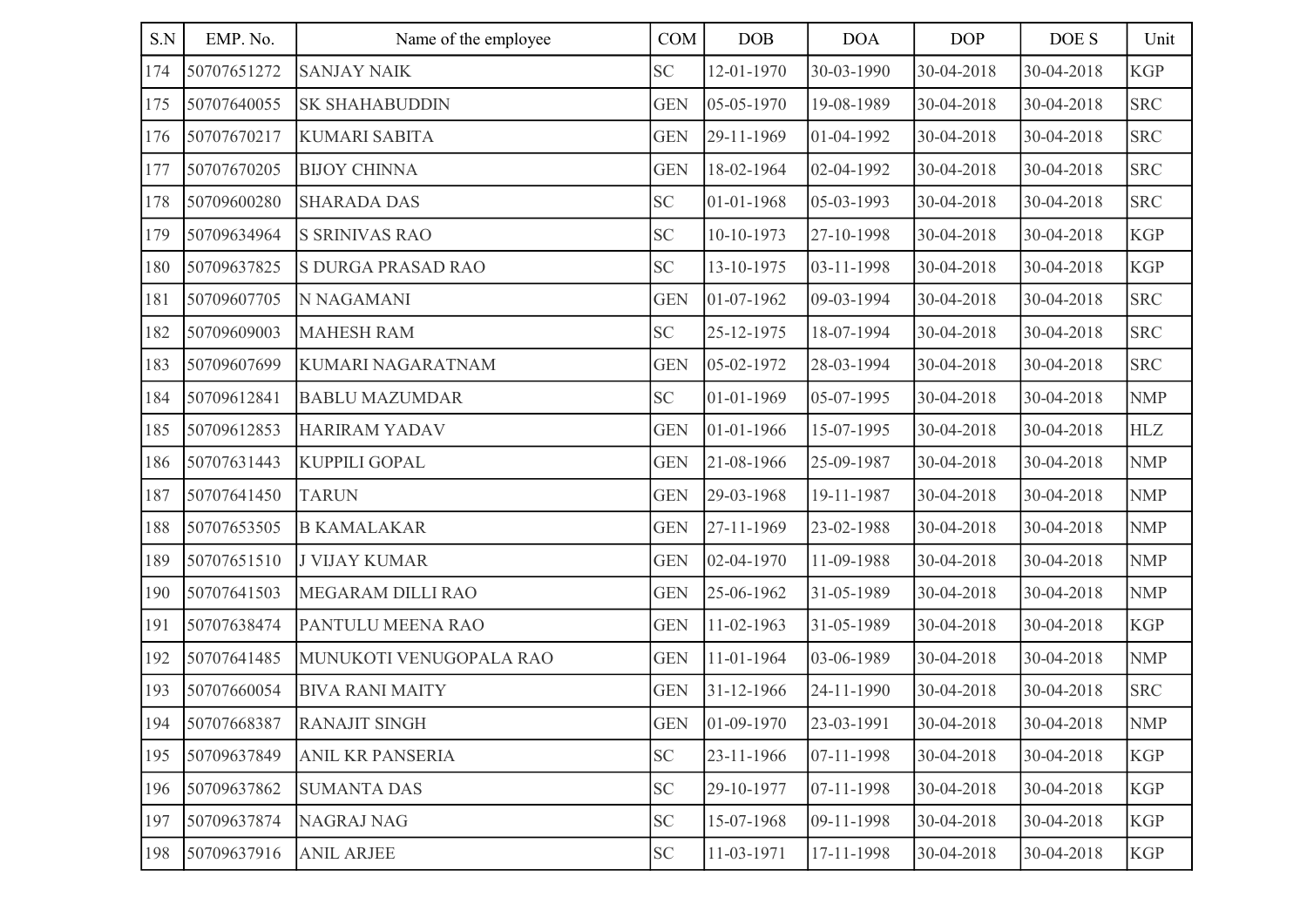| S.N | EMP. No. | Name of the employee | COM | DOB | DOA | DOP | DOE S | Unit |
|---|---|---|---|---|---|---|---|---|
| 174 | 50707651272 | SANJAY NAIK | SC | 12-01-1970 | 30-03-1990 | 30-04-2018 | 30-04-2018 | KGP |
| 175 | 50707640055 | SK SHAHABUDDIN | GEN | 05-05-1970 | 19-08-1989 | 30-04-2018 | 30-04-2018 | SRC |
| 176 | 50707670217 | KUMARI SABITA | GEN | 29-11-1969 | 01-04-1992 | 30-04-2018 | 30-04-2018 | SRC |
| 177 | 50707670205 | BIJOY CHINNA | GEN | 18-02-1964 | 02-04-1992 | 30-04-2018 | 30-04-2018 | SRC |
| 178 | 50709600280 | SHARADA DAS | SC | 01-01-1968 | 05-03-1993 | 30-04-2018 | 30-04-2018 | SRC |
| 179 | 50709634964 | S SRINIVAS RAO | SC | 10-10-1973 | 27-10-1998 | 30-04-2018 | 30-04-2018 | KGP |
| 180 | 50709637825 | S DURGA PRASAD RAO | SC | 13-10-1975 | 03-11-1998 | 30-04-2018 | 30-04-2018 | KGP |
| 181 | 50709607705 | N NAGAMANI | GEN | 01-07-1962 | 09-03-1994 | 30-04-2018 | 30-04-2018 | SRC |
| 182 | 50709609003 | MAHESH RAM | SC | 25-12-1975 | 18-07-1994 | 30-04-2018 | 30-04-2018 | SRC |
| 183 | 50709607699 | KUMARI NAGARATNAM | GEN | 05-02-1972 | 28-03-1994 | 30-04-2018 | 30-04-2018 | SRC |
| 184 | 50709612841 | BABLU MAZUMDAR | SC | 01-01-1969 | 05-07-1995 | 30-04-2018 | 30-04-2018 | NMP |
| 185 | 50709612853 | HARIRAM YADAV | GEN | 01-01-1966 | 15-07-1995 | 30-04-2018 | 30-04-2018 | HLZ |
| 186 | 50707631443 | KUPPILI GOPAL | GEN | 21-08-1966 | 25-09-1987 | 30-04-2018 | 30-04-2018 | NMP |
| 187 | 50707641450 | TARUN | GEN | 29-03-1968 | 19-11-1987 | 30-04-2018 | 30-04-2018 | NMP |
| 188 | 50707653505 | B KAMALAKAR | GEN | 27-11-1969 | 23-02-1988 | 30-04-2018 | 30-04-2018 | NMP |
| 189 | 50707651510 | J VIJAY KUMAR | GEN | 02-04-1970 | 11-09-1988 | 30-04-2018 | 30-04-2018 | NMP |
| 190 | 50707641503 | MEGARAM DILLI RAO | GEN | 25-06-1962 | 31-05-1989 | 30-04-2018 | 30-04-2018 | NMP |
| 191 | 50707638474 | PANTULU MEENA RAO | GEN | 11-02-1963 | 31-05-1989 | 30-04-2018 | 30-04-2018 | KGP |
| 192 | 50707641485 | MUNUKOTI VENUGOPALA RAO | GEN | 11-01-1964 | 03-06-1989 | 30-04-2018 | 30-04-2018 | NMP |
| 193 | 50707660054 | BIVA RANI MAITY | GEN | 31-12-1966 | 24-11-1990 | 30-04-2018 | 30-04-2018 | SRC |
| 194 | 50707668387 | RANAJIT SINGH | GEN | 01-09-1970 | 23-03-1991 | 30-04-2018 | 30-04-2018 | NMP |
| 195 | 50709637849 | ANIL KR PANSERIA | SC | 23-11-1966 | 07-11-1998 | 30-04-2018 | 30-04-2018 | KGP |
| 196 | 50709637862 | SUMANTA DAS | SC | 29-10-1977 | 07-11-1998 | 30-04-2018 | 30-04-2018 | KGP |
| 197 | 50709637874 | NAGRAJ NAG | SC | 15-07-1968 | 09-11-1998 | 30-04-2018 | 30-04-2018 | KGP |
| 198 | 50709637916 | ANIL ARJEE | SC | 11-03-1971 | 17-11-1998 | 30-04-2018 | 30-04-2018 | KGP |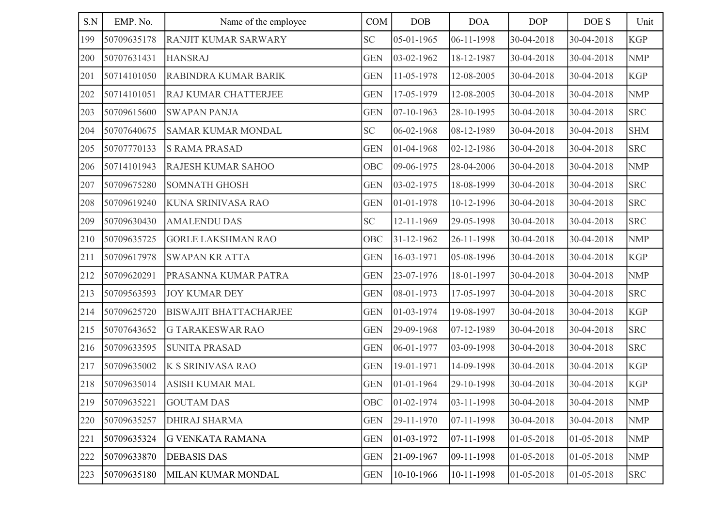| S.N | EMP. No. | Name of the employee | COM | DOB | DOA | DOP | DOE S | Unit |
|---|---|---|---|---|---|---|---|---|
| 199 | 50709635178 | RANJIT KUMAR SARWARY | SC | 05-01-1965 | 06-11-1998 | 30-04-2018 | 30-04-2018 | KGP |
| 200 | 50707631431 | HANSRAJ | GEN | 03-02-1962 | 18-12-1987 | 30-04-2018 | 30-04-2018 | NMP |
| 201 | 50714101050 | RABINDRA KUMAR BARIK | GEN | 11-05-1978 | 12-08-2005 | 30-04-2018 | 30-04-2018 | KGP |
| 202 | 50714101051 | RAJ KUMAR CHATTERJEE | GEN | 17-05-1979 | 12-08-2005 | 30-04-2018 | 30-04-2018 | NMP |
| 203 | 50709615600 | SWAPAN PANJA | GEN | 07-10-1963 | 28-10-1995 | 30-04-2018 | 30-04-2018 | SRC |
| 204 | 50707640675 | SAMAR KUMAR MONDAL | SC | 06-02-1968 | 08-12-1989 | 30-04-2018 | 30-04-2018 | SHM |
| 205 | 50707770133 | S RAMA PRASAD | GEN | 01-04-1968 | 02-12-1986 | 30-04-2018 | 30-04-2018 | SRC |
| 206 | 50714101943 | RAJESH KUMAR SAHOO | OBC | 09-06-1975 | 28-04-2006 | 30-04-2018 | 30-04-2018 | NMP |
| 207 | 50709675280 | SOMNATH GHOSH | GEN | 03-02-1975 | 18-08-1999 | 30-04-2018 | 30-04-2018 | SRC |
| 208 | 50709619240 | KUNA SRINIVASA RAO | GEN | 01-01-1978 | 10-12-1996 | 30-04-2018 | 30-04-2018 | SRC |
| 209 | 50709630430 | AMALENDU DAS | SC | 12-11-1969 | 29-05-1998 | 30-04-2018 | 30-04-2018 | SRC |
| 210 | 50709635725 | GORLE LAKSHMAN RAO | OBC | 31-12-1962 | 26-11-1998 | 30-04-2018 | 30-04-2018 | NMP |
| 211 | 50709617978 | SWAPAN KR ATTA | GEN | 16-03-1971 | 05-08-1996 | 30-04-2018 | 30-04-2018 | KGP |
| 212 | 50709620291 | PRASANNA KUMAR PATRA | GEN | 23-07-1976 | 18-01-1997 | 30-04-2018 | 30-04-2018 | NMP |
| 213 | 50709563593 | JOY KUMAR DEY | GEN | 08-01-1973 | 17-05-1997 | 30-04-2018 | 30-04-2018 | SRC |
| 214 | 50709625720 | BISWAJIT BHATTACHARJEE | GEN | 01-03-1974 | 19-08-1997 | 30-04-2018 | 30-04-2018 | KGP |
| 215 | 50707643652 | G TARAKESWAR RAO | GEN | 29-09-1968 | 07-12-1989 | 30-04-2018 | 30-04-2018 | SRC |
| 216 | 50709633595 | SUNITA PRASAD | GEN | 06-01-1977 | 03-09-1998 | 30-04-2018 | 30-04-2018 | SRC |
| 217 | 50709635002 | K S SRINIVASA RAO | GEN | 19-01-1971 | 14-09-1998 | 30-04-2018 | 30-04-2018 | KGP |
| 218 | 50709635014 | ASISH KUMAR MAL | GEN | 01-01-1964 | 29-10-1998 | 30-04-2018 | 30-04-2018 | KGP |
| 219 | 50709635221 | GOUTAM DAS | OBC | 01-02-1974 | 03-11-1998 | 30-04-2018 | 30-04-2018 | NMP |
| 220 | 50709635257 | DHIRAJ SHARMA | GEN | 29-11-1970 | 07-11-1998 | 30-04-2018 | 30-04-2018 | NMP |
| 221 | 50709635324 | G VENKATA RAMANA | GEN | 01-03-1972 | 07-11-1998 | 01-05-2018 | 01-05-2018 | NMP |
| 222 | 50709633870 | DEBASIS DAS | GEN | 21-09-1967 | 09-11-1998 | 01-05-2018 | 01-05-2018 | NMP |
| 223 | 50709635180 | MILAN KUMAR MONDAL | GEN | 10-10-1966 | 10-11-1998 | 01-05-2018 | 01-05-2018 | SRC |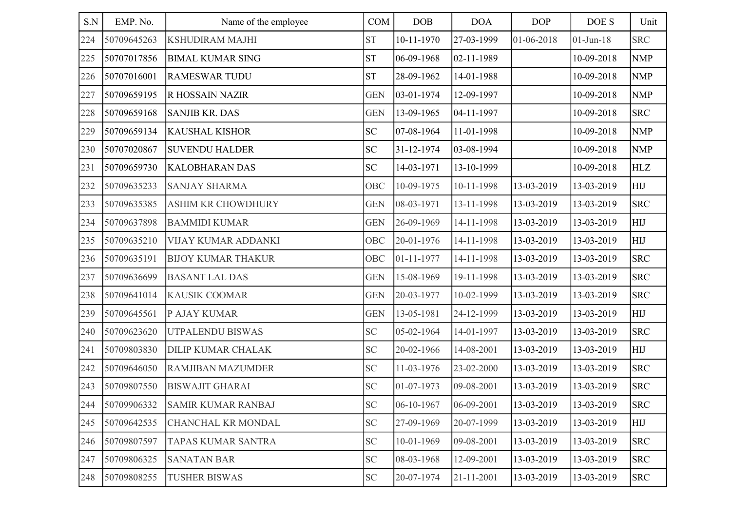| S.N | EMP. No. | Name of the employee | COM | DOB | DOA | DOP | DOE S | Unit |
|---|---|---|---|---|---|---|---|---|
| 224 | 50709645263 | KSHUDIRAM MAJHI | ST | 10-11-1970 | 27-03-1999 | 01-06-2018 | 01-Jun-18 | SRC |
| 225 | 50707017856 | BIMAL KUMAR SING | ST | 06-09-1968 | 02-11-1989 | | 10-09-2018 | NMP |
| 226 | 50707016001 | RAMESWAR TUDU | ST | 28-09-1962 | 14-01-1988 | | 10-09-2018 | NMP |
| 227 | 50709659195 | R HOSSAIN NAZIR | GEN | 03-01-1974 | 12-09-1997 | | 10-09-2018 | NMP |
| 228 | 50709659168 | SANJIB KR. DAS | GEN | 13-09-1965 | 04-11-1997 | | 10-09-2018 | SRC |
| 229 | 50709659134 | KAUSHAL KISHOR | SC | 07-08-1964 | 11-01-1998 | | 10-09-2018 | NMP |
| 230 | 50707020867 | SUVENDU HALDER | SC | 31-12-1974 | 03-08-1994 | | 10-09-2018 | NMP |
| 231 | 50709659730 | KALOBHARAN DAS | SC | 14-03-1971 | 13-10-1999 | | 10-09-2018 | HLZ |
| 232 | 50709635233 | SANJAY SHARMA | OBC | 10-09-1975 | 10-11-1998 | 13-03-2019 | 13-03-2019 | HIJ |
| 233 | 50709635385 | ASHIM KR CHOWDHURY | GEN | 08-03-1971 | 13-11-1998 | 13-03-2019 | 13-03-2019 | SRC |
| 234 | 50709637898 | BAMMIDI KUMAR | GEN | 26-09-1969 | 14-11-1998 | 13-03-2019 | 13-03-2019 | HIJ |
| 235 | 50709635210 | VIJAY KUMAR ADDANKI | OBC | 20-01-1976 | 14-11-1998 | 13-03-2019 | 13-03-2019 | HIJ |
| 236 | 50709635191 | BIJOY KUMAR THAKUR | OBC | 01-11-1977 | 14-11-1998 | 13-03-2019 | 13-03-2019 | SRC |
| 237 | 50709636699 | BASANT LAL DAS | GEN | 15-08-1969 | 19-11-1998 | 13-03-2019 | 13-03-2019 | SRC |
| 238 | 50709641014 | KAUSIK COOMAR | GEN | 20-03-1977 | 10-02-1999 | 13-03-2019 | 13-03-2019 | SRC |
| 239 | 50709645561 | P AJAY KUMAR | GEN | 13-05-1981 | 24-12-1999 | 13-03-2019 | 13-03-2019 | HIJ |
| 240 | 50709623620 | UTPALENDU BISWAS | SC | 05-02-1964 | 14-01-1997 | 13-03-2019 | 13-03-2019 | SRC |
| 241 | 50709803830 | DILIP KUMAR CHALAK | SC | 20-02-1966 | 14-08-2001 | 13-03-2019 | 13-03-2019 | HIJ |
| 242 | 50709646050 | RAMJIBAN MAZUMDER | SC | 11-03-1976 | 23-02-2000 | 13-03-2019 | 13-03-2019 | SRC |
| 243 | 50709807550 | BISWAJIT GHARAI | SC | 01-07-1973 | 09-08-2001 | 13-03-2019 | 13-03-2019 | SRC |
| 244 | 50709906332 | SAMIR KUMAR RANBAJ | SC | 06-10-1967 | 06-09-2001 | 13-03-2019 | 13-03-2019 | SRC |
| 245 | 50709642535 | CHANCHAL KR MONDAL | SC | 27-09-1969 | 20-07-1999 | 13-03-2019 | 13-03-2019 | HIJ |
| 246 | 50709807597 | TAPAS KUMAR SANTRA | SC | 10-01-1969 | 09-08-2001 | 13-03-2019 | 13-03-2019 | SRC |
| 247 | 50709806325 | SANATAN BAR | SC | 08-03-1968 | 12-09-2001 | 13-03-2019 | 13-03-2019 | SRC |
| 248 | 50709808255 | TUSHER BISWAS | SC | 20-07-1974 | 21-11-2001 | 13-03-2019 | 13-03-2019 | SRC |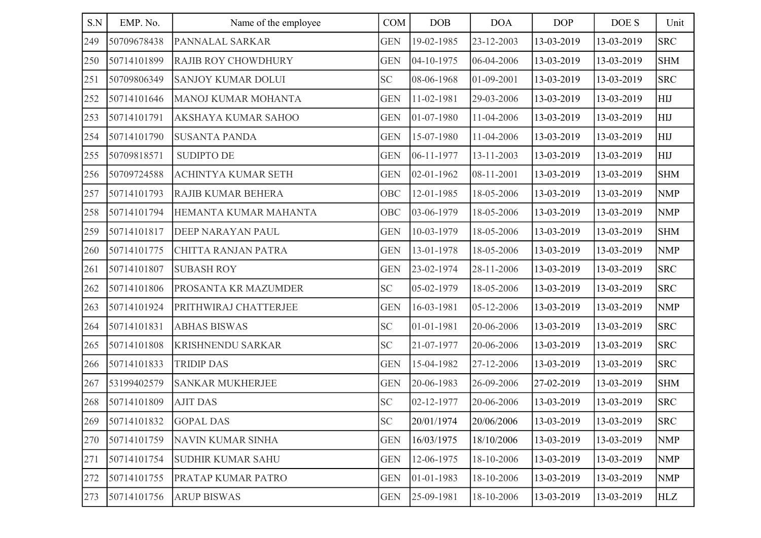| S.N | EMP. No. | Name of the employee | COM | DOB | DOA | DOP | DOE S | Unit |
|---|---|---|---|---|---|---|---|---|
| 249 | 50709678438 | PANNALAL SARKAR | GEN | 19-02-1985 | 23-12-2003 | 13-03-2019 | 13-03-2019 | SRC |
| 250 | 50714101899 | RAJIB ROY CHOWDHURY | GEN | 04-10-1975 | 06-04-2006 | 13-03-2019 | 13-03-2019 | SHM |
| 251 | 50709806349 | SANJOY KUMAR DOLUI | SC | 08-06-1968 | 01-09-2001 | 13-03-2019 | 13-03-2019 | SRC |
| 252 | 50714101646 | MANOJ KUMAR MOHANTA | GEN | 11-02-1981 | 29-03-2006 | 13-03-2019 | 13-03-2019 | HIJ |
| 253 | 50714101791 | AKSHAYA KUMAR SAHOO | GEN | 01-07-1980 | 11-04-2006 | 13-03-2019 | 13-03-2019 | HIJ |
| 254 | 50714101790 | SUSANTA PANDA | GEN | 15-07-1980 | 11-04-2006 | 13-03-2019 | 13-03-2019 | HIJ |
| 255 | 50709818571 | SUDIPTO DE | GEN | 06-11-1977 | 13-11-2003 | 13-03-2019 | 13-03-2019 | HIJ |
| 256 | 50709724588 | ACHINTYA KUMAR SETH | GEN | 02-01-1962 | 08-11-2001 | 13-03-2019 | 13-03-2019 | SHM |
| 257 | 50714101793 | RAJIB KUMAR BEHERA | OBC | 12-01-1985 | 18-05-2006 | 13-03-2019 | 13-03-2019 | NMP |
| 258 | 50714101794 | HEMANTA KUMAR MAHANTA | OBC | 03-06-1979 | 18-05-2006 | 13-03-2019 | 13-03-2019 | NMP |
| 259 | 50714101817 | DEEP NARAYAN PAUL | GEN | 10-03-1979 | 18-05-2006 | 13-03-2019 | 13-03-2019 | SHM |
| 260 | 50714101775 | CHITTA RANJAN PATRA | GEN | 13-01-1978 | 18-05-2006 | 13-03-2019 | 13-03-2019 | NMP |
| 261 | 50714101807 | SUBASH ROY | GEN | 23-02-1974 | 28-11-2006 | 13-03-2019 | 13-03-2019 | SRC |
| 262 | 50714101806 | PROSANTA KR MAZUMDER | SC | 05-02-1979 | 18-05-2006 | 13-03-2019 | 13-03-2019 | SRC |
| 263 | 50714101924 | PRITHWIRAJ CHATTERJEE | GEN | 16-03-1981 | 05-12-2006 | 13-03-2019 | 13-03-2019 | NMP |
| 264 | 50714101831 | ABHAS BISWAS | SC | 01-01-1981 | 20-06-2006 | 13-03-2019 | 13-03-2019 | SRC |
| 265 | 50714101808 | KRISHNENDU SARKAR | SC | 21-07-1977 | 20-06-2006 | 13-03-2019 | 13-03-2019 | SRC |
| 266 | 50714101833 | TRIDIP DAS | GEN | 15-04-1982 | 27-12-2006 | 13-03-2019 | 13-03-2019 | SRC |
| 267 | 53199402579 | SANKAR MUKHERJEE | GEN | 20-06-1983 | 26-09-2006 | 27-02-2019 | 13-03-2019 | SHM |
| 268 | 50714101809 | AJIT DAS | SC | 02-12-1977 | 20-06-2006 | 13-03-2019 | 13-03-2019 | SRC |
| 269 | 50714101832 | GOPAL DAS | SC | 20/01/1974 | 20/06/2006 | 13-03-2019 | 13-03-2019 | SRC |
| 270 | 50714101759 | NAVIN KUMAR SINHA | GEN | 16/03/1975 | 18/10/2006 | 13-03-2019 | 13-03-2019 | NMP |
| 271 | 50714101754 | SUDHIR KUMAR SAHU | GEN | 12-06-1975 | 18-10-2006 | 13-03-2019 | 13-03-2019 | NMP |
| 272 | 50714101755 | PRATAP KUMAR PATRO | GEN | 01-01-1983 | 18-10-2006 | 13-03-2019 | 13-03-2019 | NMP |
| 273 | 50714101756 | ARUP BISWAS | GEN | 25-09-1981 | 18-10-2006 | 13-03-2019 | 13-03-2019 | HLZ |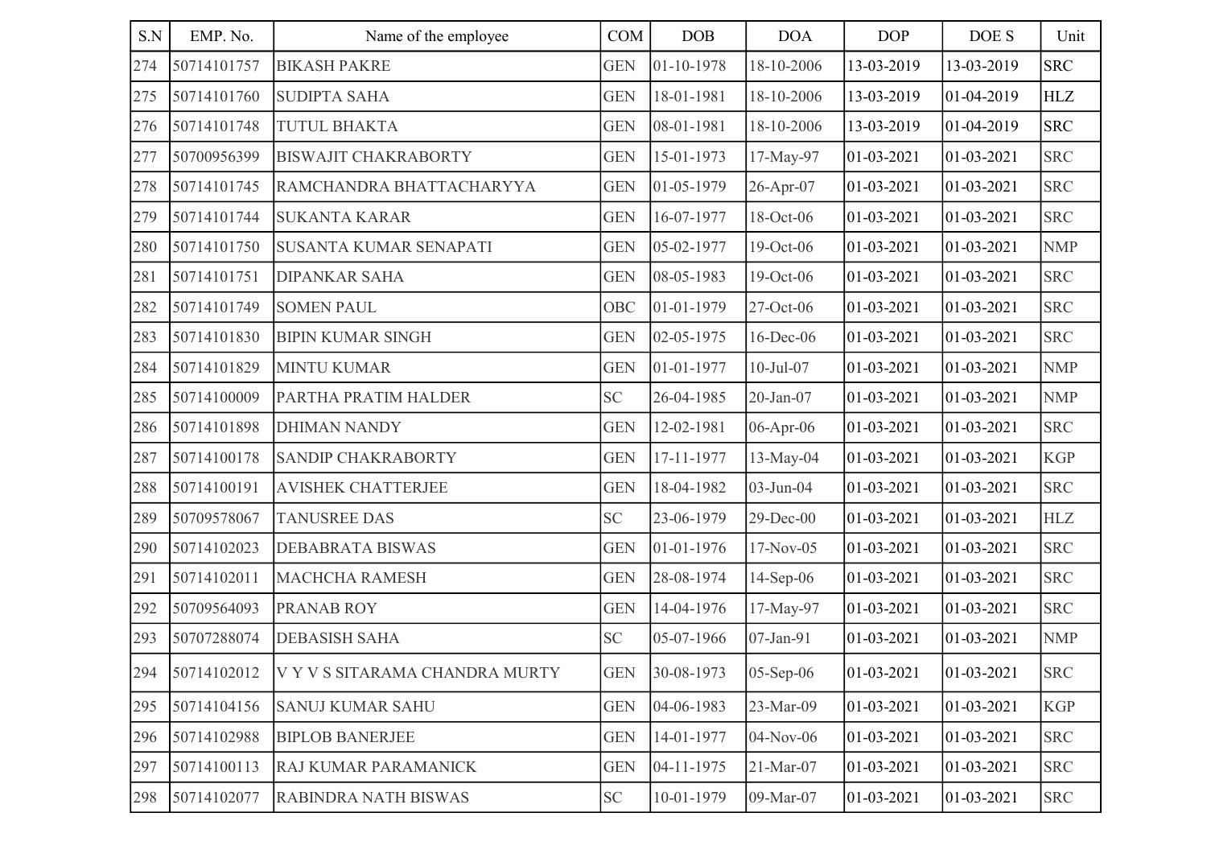| S.N | EMP. No. | Name of the employee | COM | DOB | DOA | DOP | DOE S | Unit |
|---|---|---|---|---|---|---|---|---|
| 274 | 50714101757 | BIKASH PAKRE | GEN | 01-10-1978 | 18-10-2006 | 13-03-2019 | 13-03-2019 | SRC |
| 275 | 50714101760 | SUDIPTA SAHA | GEN | 18-01-1981 | 18-10-2006 | 13-03-2019 | 01-04-2019 | HLZ |
| 276 | 50714101748 | TUTUL BHAKTA | GEN | 08-01-1981 | 18-10-2006 | 13-03-2019 | 01-04-2019 | SRC |
| 277 | 50700956399 | BISWAJIT CHAKRABORTY | GEN | 15-01-1973 | 17-May-97 | 01-03-2021 | 01-03-2021 | SRC |
| 278 | 50714101745 | RAMCHANDRA BHATTACHARYYA | GEN | 01-05-1979 | 26-Apr-07 | 01-03-2021 | 01-03-2021 | SRC |
| 279 | 50714101744 | SUKANTA KARAR | GEN | 16-07-1977 | 18-Oct-06 | 01-03-2021 | 01-03-2021 | SRC |
| 280 | 50714101750 | SUSANTA KUMAR SENAPATI | GEN | 05-02-1977 | 19-Oct-06 | 01-03-2021 | 01-03-2021 | NMP |
| 281 | 50714101751 | DIPANKAR SAHA | GEN | 08-05-1983 | 19-Oct-06 | 01-03-2021 | 01-03-2021 | SRC |
| 282 | 50714101749 | SOMEN PAUL | OBC | 01-01-1979 | 27-Oct-06 | 01-03-2021 | 01-03-2021 | SRC |
| 283 | 50714101830 | BIPIN KUMAR SINGH | GEN | 02-05-1975 | 16-Dec-06 | 01-03-2021 | 01-03-2021 | SRC |
| 284 | 50714101829 | MINTU KUMAR | GEN | 01-01-1977 | 10-Jul-07 | 01-03-2021 | 01-03-2021 | NMP |
| 285 | 50714100009 | PARTHA PRATIM HALDER | SC | 26-04-1985 | 20-Jan-07 | 01-03-2021 | 01-03-2021 | NMP |
| 286 | 50714101898 | DHIMAN NANDY | GEN | 12-02-1981 | 06-Apr-06 | 01-03-2021 | 01-03-2021 | SRC |
| 287 | 50714100178 | SANDIP CHAKRABORTY | GEN | 17-11-1977 | 13-May-04 | 01-03-2021 | 01-03-2021 | KGP |
| 288 | 50714100191 | AVISHEK CHATTERJEE | GEN | 18-04-1982 | 03-Jun-04 | 01-03-2021 | 01-03-2021 | SRC |
| 289 | 50709578067 | TANUSREE DAS | SC | 23-06-1979 | 29-Dec-00 | 01-03-2021 | 01-03-2021 | HLZ |
| 290 | 50714102023 | DEBABRATA BISWAS | GEN | 01-01-1976 | 17-Nov-05 | 01-03-2021 | 01-03-2021 | SRC |
| 291 | 50714102011 | MACHCHA RAMESH | GEN | 28-08-1974 | 14-Sep-06 | 01-03-2021 | 01-03-2021 | SRC |
| 292 | 50709564093 | PRANAB ROY | GEN | 14-04-1976 | 17-May-97 | 01-03-2021 | 01-03-2021 | SRC |
| 293 | 50707288074 | DEBASISH SAHA | SC | 05-07-1966 | 07-Jan-91 | 01-03-2021 | 01-03-2021 | NMP |
| 294 | 50714102012 | V Y V S SITARAMA CHANDRA MURTY | GEN | 30-08-1973 | 05-Sep-06 | 01-03-2021 | 01-03-2021 | SRC |
| 295 | 50714104156 | SANUJ KUMAR SAHU | GEN | 04-06-1983 | 23-Mar-09 | 01-03-2021 | 01-03-2021 | KGP |
| 296 | 50714102988 | BIPLOB BANERJEE | GEN | 14-01-1977 | 04-Nov-06 | 01-03-2021 | 01-03-2021 | SRC |
| 297 | 50714100113 | RAJ KUMAR PARAMANICK | GEN | 04-11-1975 | 21-Mar-07 | 01-03-2021 | 01-03-2021 | SRC |
| 298 | 50714102077 | RABINDRA NATH BISWAS | SC | 10-01-1979 | 09-Mar-07 | 01-03-2021 | 01-03-2021 | SRC |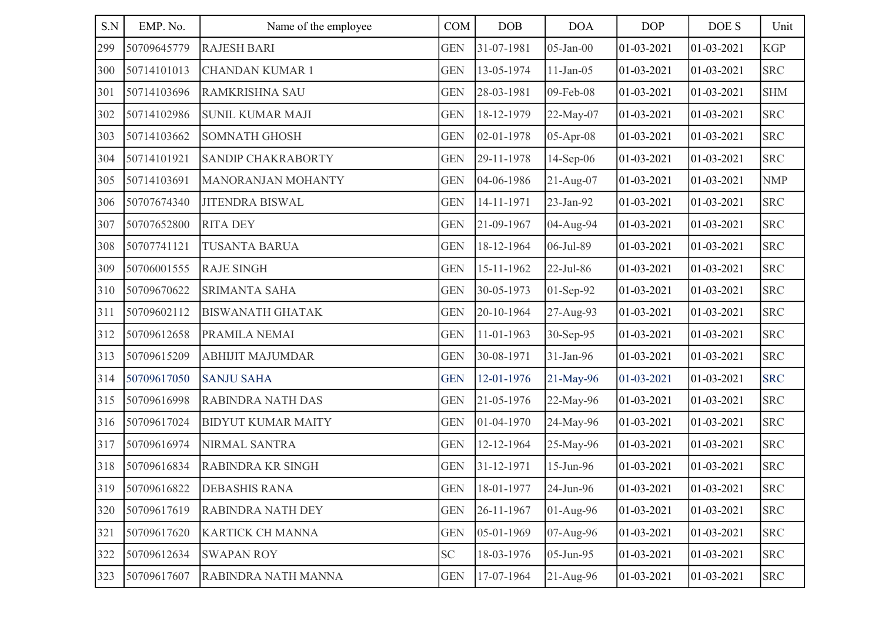| S.N | EMP. No. | Name of the employee | COM | DOB | DOA | DOP | DOE S | Unit |
|---|---|---|---|---|---|---|---|---|
| 299 | 50709645779 | RAJESH BARI | GEN | 31-07-1981 | 05-Jan-00 | 01-03-2021 | 01-03-2021 | KGP |
| 300 | 50714101013 | CHANDAN KUMAR 1 | GEN | 13-05-1974 | 11-Jan-05 | 01-03-2021 | 01-03-2021 | SRC |
| 301 | 50714103696 | RAMKRISHNA SAU | GEN | 28-03-1981 | 09-Feb-08 | 01-03-2021 | 01-03-2021 | SHM |
| 302 | 50714102986 | SUNIL KUMAR MAJI | GEN | 18-12-1979 | 22-May-07 | 01-03-2021 | 01-03-2021 | SRC |
| 303 | 50714103662 | SOMNATH GHOSH | GEN | 02-01-1978 | 05-Apr-08 | 01-03-2021 | 01-03-2021 | SRC |
| 304 | 50714101921 | SANDIP CHAKRABORTY | GEN | 29-11-1978 | 14-Sep-06 | 01-03-2021 | 01-03-2021 | SRC |
| 305 | 50714103691 | MANORANJAN MOHANTY | GEN | 04-06-1986 | 21-Aug-07 | 01-03-2021 | 01-03-2021 | NMP |
| 306 | 50707674340 | JITENDRA BISWAL | GEN | 14-11-1971 | 23-Jan-92 | 01-03-2021 | 01-03-2021 | SRC |
| 307 | 50707652800 | RITA DEY | GEN | 21-09-1967 | 04-Aug-94 | 01-03-2021 | 01-03-2021 | SRC |
| 308 | 50707741121 | TUSANTA BARUA | GEN | 18-12-1964 | 06-Jul-89 | 01-03-2021 | 01-03-2021 | SRC |
| 309 | 50706001555 | RAJE SINGH | GEN | 15-11-1962 | 22-Jul-86 | 01-03-2021 | 01-03-2021 | SRC |
| 310 | 50709670622 | SRIMANTA SAHA | GEN | 30-05-1973 | 01-Sep-92 | 01-03-2021 | 01-03-2021 | SRC |
| 311 | 50709602112 | BISWANATH GHATAK | GEN | 20-10-1964 | 27-Aug-93 | 01-03-2021 | 01-03-2021 | SRC |
| 312 | 50709612658 | PRAMILA NEMAI | GEN | 11-01-1963 | 30-Sep-95 | 01-03-2021 | 01-03-2021 | SRC |
| 313 | 50709615209 | ABHIJIT MAJUMDAR | GEN | 30-08-1971 | 31-Jan-96 | 01-03-2021 | 01-03-2021 | SRC |
| 314 | 50709617050 | SANJU SAHA | GEN | 12-01-1976 | 21-May-96 | 01-03-2021 | 01-03-2021 | SRC |
| 315 | 50709616998 | RABINDRA NATH DAS | GEN | 21-05-1976 | 22-May-96 | 01-03-2021 | 01-03-2021 | SRC |
| 316 | 50709617024 | BIDYUT KUMAR MAITY | GEN | 01-04-1970 | 24-May-96 | 01-03-2021 | 01-03-2021 | SRC |
| 317 | 50709616974 | NIRMAL SANTRA | GEN | 12-12-1964 | 25-May-96 | 01-03-2021 | 01-03-2021 | SRC |
| 318 | 50709616834 | RABINDRA KR SINGH | GEN | 31-12-1971 | 15-Jun-96 | 01-03-2021 | 01-03-2021 | SRC |
| 319 | 50709616822 | DEBASHIS RANA | GEN | 18-01-1977 | 24-Jun-96 | 01-03-2021 | 01-03-2021 | SRC |
| 320 | 50709617619 | RABINDRA NATH DEY | GEN | 26-11-1967 | 01-Aug-96 | 01-03-2021 | 01-03-2021 | SRC |
| 321 | 50709617620 | KARTICK CH MANNA | GEN | 05-01-1969 | 07-Aug-96 | 01-03-2021 | 01-03-2021 | SRC |
| 322 | 50709612634 | SWAPAN ROY | SC | 18-03-1976 | 05-Jun-95 | 01-03-2021 | 01-03-2021 | SRC |
| 323 | 50709617607 | RABINDRA NATH MANNA | GEN | 17-07-1964 | 21-Aug-96 | 01-03-2021 | 01-03-2021 | SRC |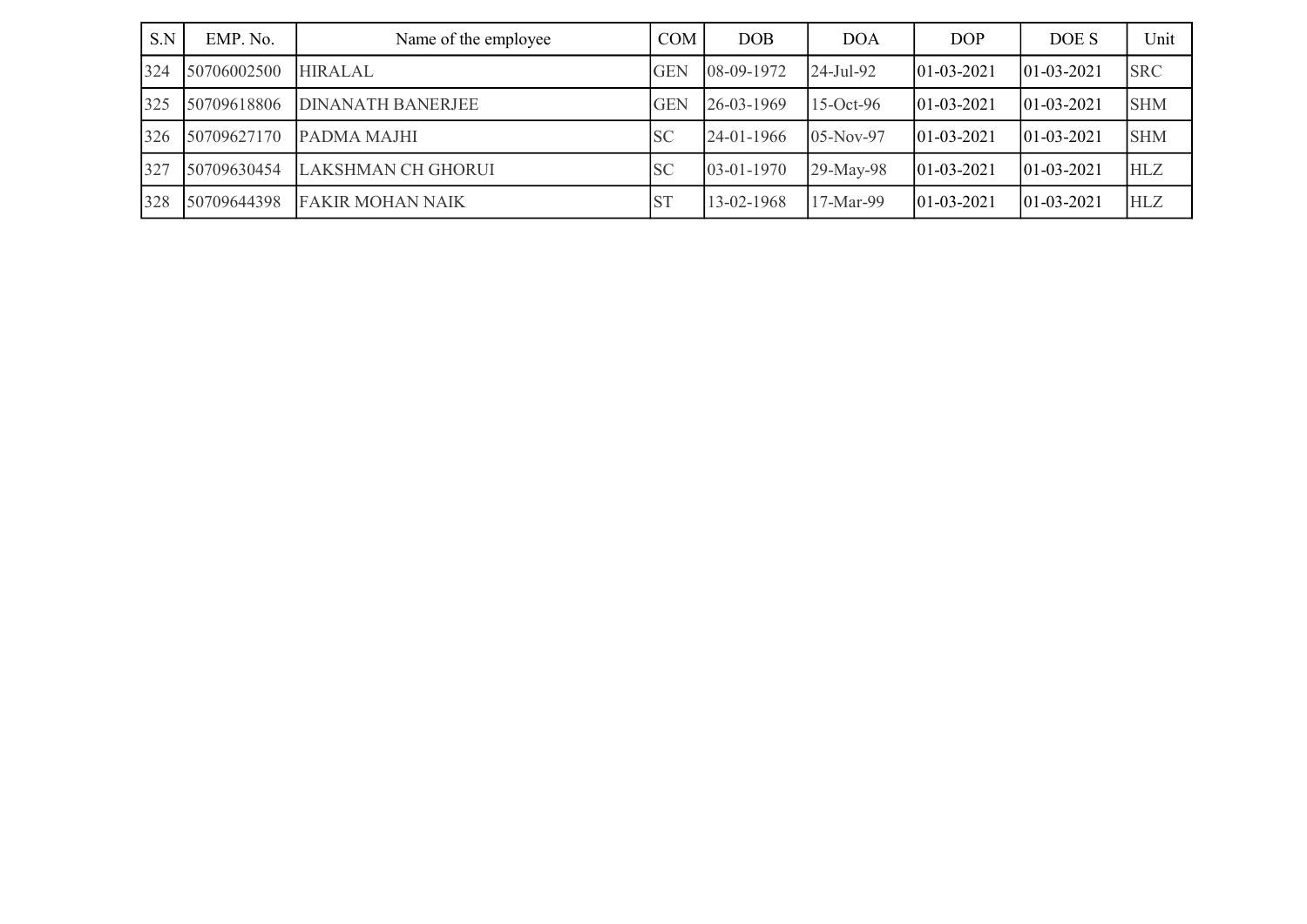| S.N | EMP. No. | Name of the employee | COM | DOB | DOA | DOP | DOE S | Unit |
|---|---|---|---|---|---|---|---|---|
| 324 | 50706002500 | HIRALAL | GEN | 08-09-1972 | 24-Jul-92 | 01-03-2021 | 01-03-2021 | SRC |
| 325 | 50709618806 | DINANATH BANERJEE | GEN | 26-03-1969 | 15-Oct-96 | 01-03-2021 | 01-03-2021 | SHM |
| 326 | 50709627170 | PADMA MAJHI | SC | 24-01-1966 | 05-Nov-97 | 01-03-2021 | 01-03-2021 | SHM |
| 327 | 50709630454 | LAKSHMAN CH GHORUI | SC | 03-01-1970 | 29-May-98 | 01-03-2021 | 01-03-2021 | HLZ |
| 328 | 50709644398 | FAKIR MOHAN NAIK | ST | 13-02-1968 | 17-Mar-99 | 01-03-2021 | 01-03-2021 | HLZ |